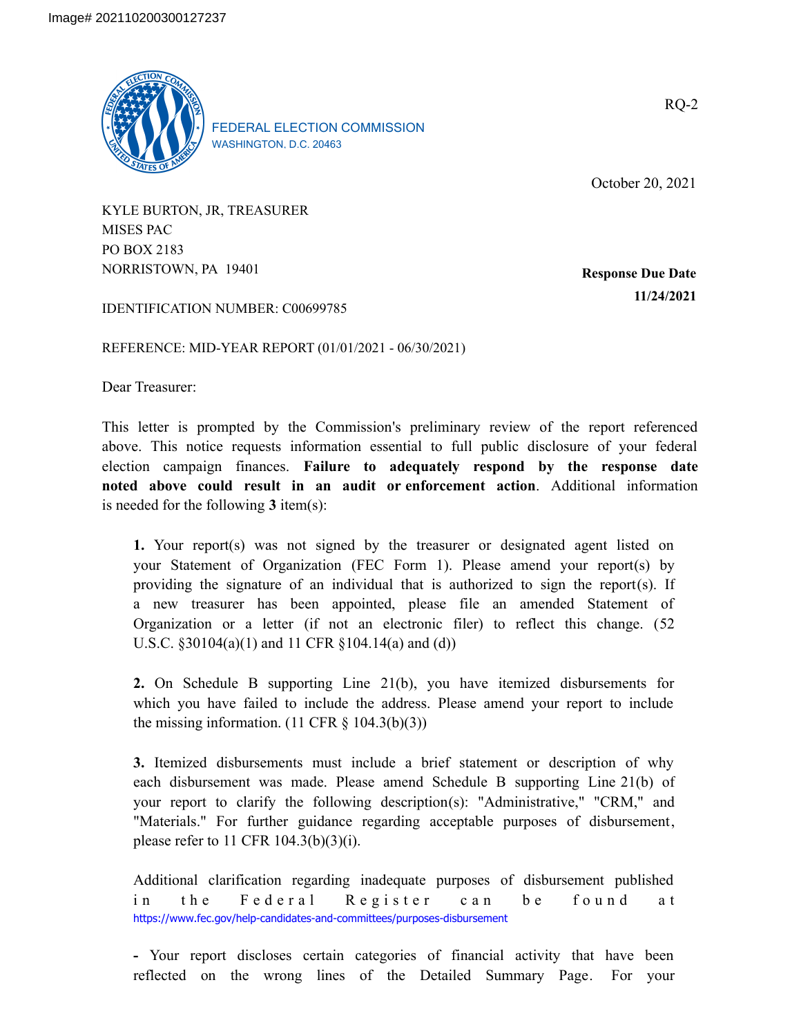Image# 202110200300127237

FEDERAL ELECTION COMMISSION
WASHINGTON, D.C. 20463

RQ-2

October 20, 2021

KYLE BURTON, JR, TREASURER
MISES PAC
PO BOX 2183
NORRISTOWN, PA 19401

**Response Due Date**
**11/24/2021**

IDENTIFICATION NUMBER: C00699785

REFERENCE: MID-YEAR REPORT (01/01/2021 - 06/30/2021)

Dear Treasurer:

This letter is prompted by the Commission's preliminary review of the report referenced above. This notice requests information essential to full public disclosure of your federal election campaign finances. **Failure to adequately respond by the response date noted above could result in an audit or enforcement action**. Additional information is needed for the following **3** item(s):

**1.** Your report(s) was not signed by the treasurer or designated agent listed on your Statement of Organization (FEC Form 1). Please amend your report(s) by providing the signature of an individual that is authorized to sign the report(s). If a new treasurer has been appointed, please file an amended Statement of Organization or a letter (if not an electronic filer) to reflect this change. (52 U.S.C. §30104(a)(1) and 11 CFR §104.14(a) and (d))

**2.** On Schedule B supporting Line 21(b), you have itemized disbursements for which you have failed to include the address. Please amend your report to include the missing information. (11 CFR § 104.3(b)(3))

**3.** Itemized disbursements must include a brief statement or description of why each disbursement was made. Please amend Schedule B supporting Line 21(b) of your report to clarify the following description(s): "Administrative," "CRM," and "Materials." For further guidance regarding acceptable purposes of disbursement, please refer to 11 CFR 104.3(b)(3)(i).

Additional clarification regarding inadequate purposes of disbursement published in the Federal Register can be found at https://www.fec.gov/help-candidates-and-committees/purposes-disbursement

- Your report discloses certain categories of financial activity that have been reflected on the wrong lines of the Detailed Summary Page. For your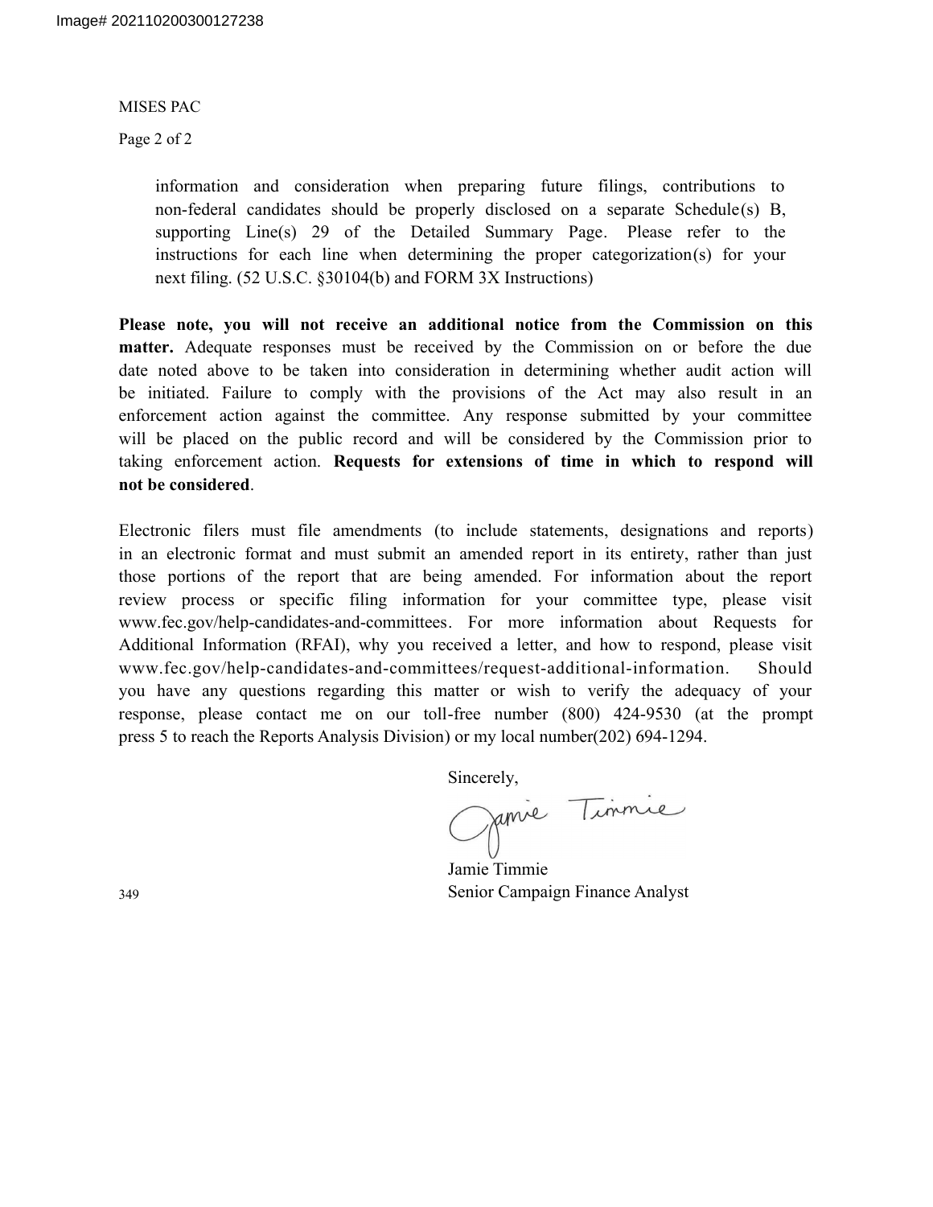information and consideration when preparing future filings, contributions to non-federal candidates should be properly disclosed on a separate Schedule(s) B, supporting Line(s) 29 of the Detailed Summary Page. Please refer to the instructions for each line when determining the proper categorization(s) for your next filing. (52 U.S.C. §30104(b) and FORM 3X Instructions)

**Please note, you will not receive an additional notice from the Commission on this matter.** Adequate responses must be received by the Commission on or before the due date noted above to be taken into consideration in determining whether audit action will be initiated. Failure to comply with the provisions of the Act may also result in an enforcement action against the committee. Any response submitted by your committee will be placed on the public record and will be considered by the Commission prior to taking enforcement action. **Requests for extensions of time in which to respond will not be considered**.

Electronic filers must file amendments (to include statements, designations and reports) in an electronic format and must submit an amended report in its entirety, rather than just those portions of the report that are being amended. For information about the report review process or specific filing information for your committee type, please visit www.fec.gov/help-candidates-and-committees. For more information about Requests for Additional Information (RFAI), why you received a letter, and how to respond, please visit www.fec.gov/help-candidates-and-committees/request-additional-information. Should you have any questions regarding this matter or wish to verify the adequacy of your response, please contact me on our toll-free number (800) 424-9530 (at the prompt press 5 to reach the Reports Analysis Division) or my local number(202) 694-1294.

Sincerely,

Jamie Timmie

Jamie Timmie
Senior Campaign Finance Analyst

349